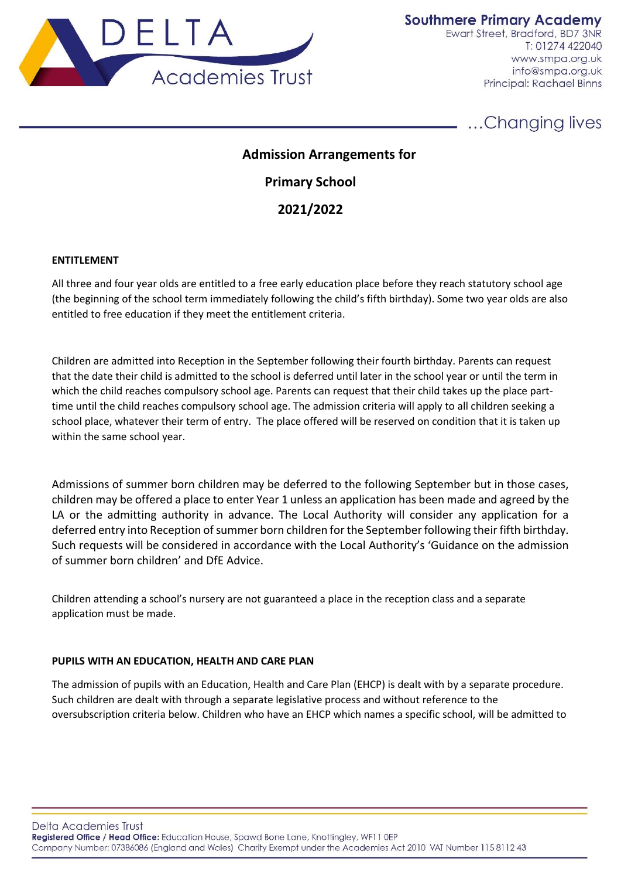Southmere Primary Academy
Ewart Street, Bradford, BD7 3NR
T: 01274 422040
www.smpa.org.uk
info@smpa.org.uk
Principal: Rachael Binns

…Changing lives

# Admission Arrangements for

# Primary School

# 2021/2022

**ENTITLEMENT**

All three and four year olds are entitled to a free early education place before they reach statutory school age (the beginning of the school term immediately following the child's fifth birthday). Some two year olds are also entitled to free education if they meet the entitlement criteria.

Children are admitted into Reception in the September following their fourth birthday. Parents can request that the date their child is admitted to the school is deferred until later in the school year or until the term in which the child reaches compulsory school age. Parents can request that their child takes up the place part-time until the child reaches compulsory school age. The admission criteria will apply to all children seeking a school place, whatever their term of entry. The place offered will be reserved on condition that it is taken up within the same school year.

Admissions of summer born children may be deferred to the following September but in those cases, children may be offered a place to enter Year 1 unless an application has been made and agreed by the LA or the admitting authority in advance. The Local Authority will consider any application for a deferred entry into Reception of summer born children for the September following their fifth birthday. Such requests will be considered in accordance with the Local Authority's 'Guidance on the admission of summer born children' and DfE Advice.

Children attending a school's nursery are not guaranteed a place in the reception class and a separate application must be made.

**PUPILS WITH AN EDUCATION, HEALTH AND CARE PLAN**

The admission of pupils with an Education, Health and Care Plan (EHCP) is dealt with by a separate procedure. Such children are dealt with through a separate legislative process and without reference to the oversubscription criteria below. Children who have an EHCP which names a specific school, will be admitted to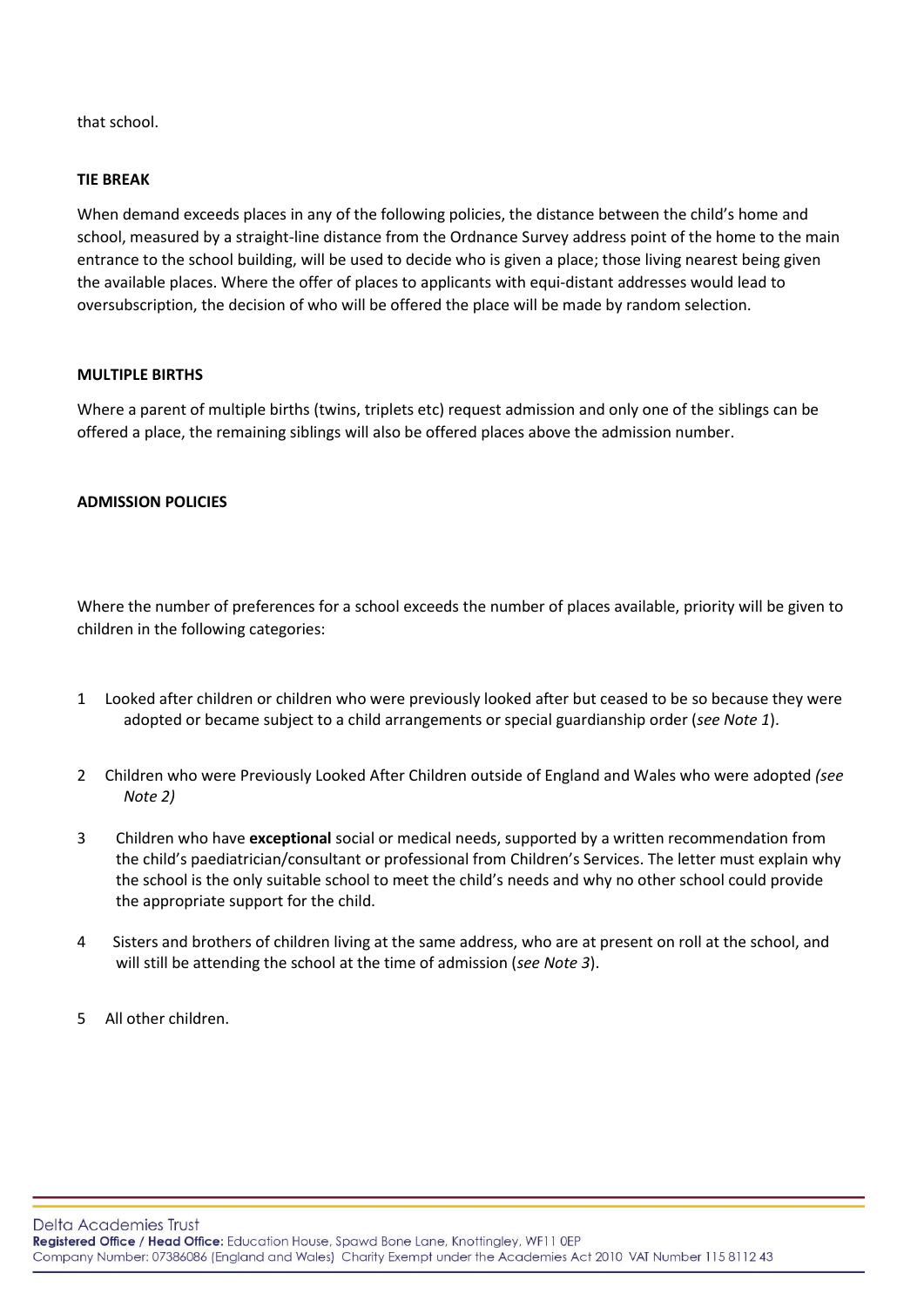that school.

**TIE BREAK**

When demand exceeds places in any of the following policies, the distance between the child's home and school, measured by a straight-line distance from the Ordnance Survey address point of the home to the main entrance to the school building, will be used to decide who is given a place; those living nearest being given the available places. Where the offer of places to applicants with equi-distant addresses would lead to oversubscription, the decision of who will be offered the place will be made by random selection.

**MULTIPLE BIRTHS**

Where a parent of multiple births (twins, triplets etc) request admission and only one of the siblings can be offered a place, the remaining siblings will also be offered places above the admission number.

**ADMISSION POLICIES**

Where the number of preferences for a school exceeds the number of places available, priority will be given to children in the following categories:

1. Looked after children or children who were previously looked after but ceased to be so because they were adopted or became subject to a child arrangements or special guardianship order (*see Note 1*).
2. Children who were Previously Looked After Children outside of England and Wales who were adopted *(see Note 2)*
3. Children who have **exceptional** social or medical needs, supported by a written recommendation from the child's paediatrician/consultant or professional from Children's Services. The letter must explain why the school is the only suitable school to meet the child's needs and why no other school could provide the appropriate support for the child.
4. Sisters and brothers of children living at the same address, who are at present on roll at the school, and will still be attending the school at the time of admission (*see Note 3*).
5. All other children.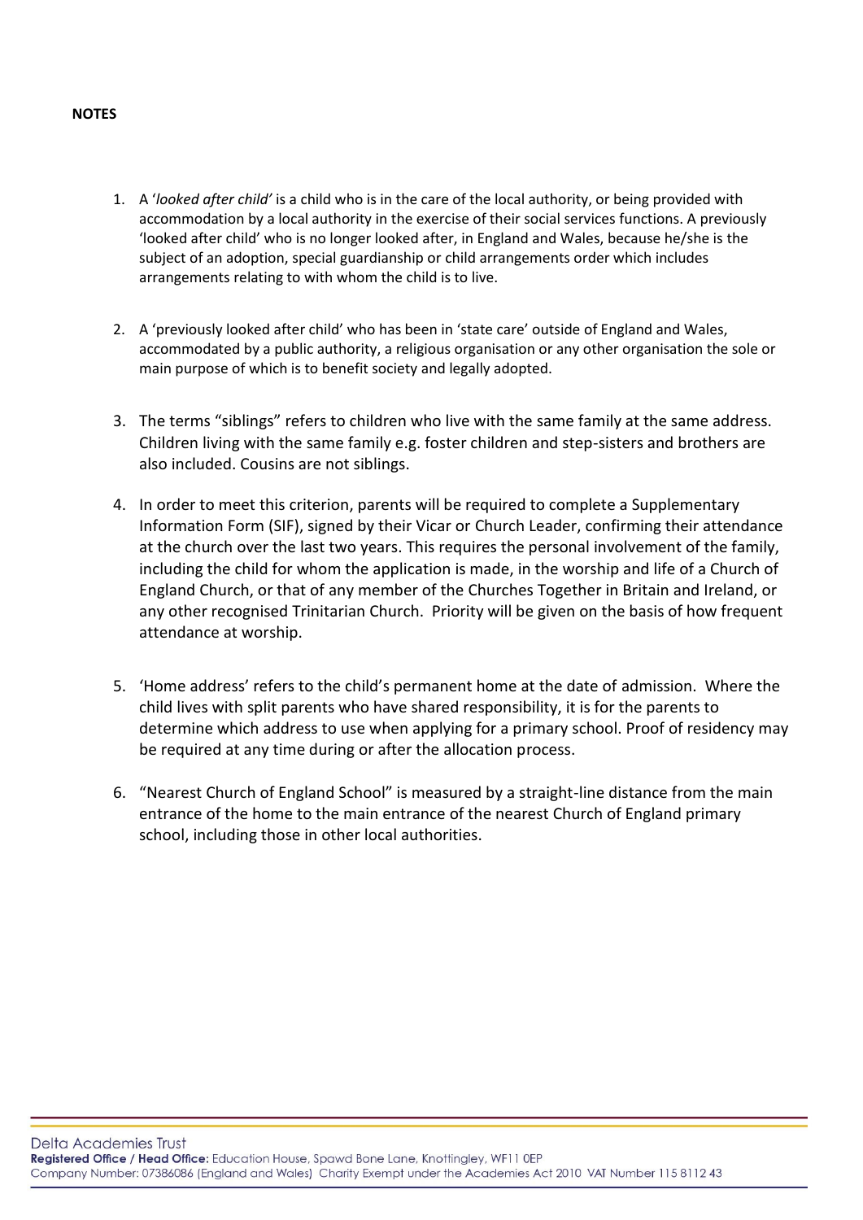**NOTES**

1. A '*looked after child'* is a child who is in the care of the local authority, or being provided with accommodation by a local authority in the exercise of their social services functions. A previously 'looked after child' who is no longer looked after, in England and Wales, because he/she is the subject of an adoption, special guardianship or child arrangements order which includes arrangements relating to with whom the child is to live.

2. A 'previously looked after child' who has been in 'state care' outside of England and Wales, accommodated by a public authority, a religious organisation or any other organisation the sole or main purpose of which is to benefit society and legally adopted.

3. The terms "siblings" refers to children who live with the same family at the same address. Children living with the same family e.g. foster children and step-sisters and brothers are also included. Cousins are not siblings.

4. In order to meet this criterion, parents will be required to complete a Supplementary Information Form (SIF), signed by their Vicar or Church Leader, confirming their attendance at the church over the last two years. This requires the personal involvement of the family, including the child for whom the application is made, in the worship and life of a Church of England Church, or that of any member of the Churches Together in Britain and Ireland, or any other recognised Trinitarian Church. Priority will be given on the basis of how frequent attendance at worship.

5. 'Home address' refers to the child's permanent home at the date of admission. Where the child lives with split parents who have shared responsibility, it is for the parents to determine which address to use when applying for a primary school. Proof of residency may be required at any time during or after the allocation process.

6. "Nearest Church of England School" is measured by a straight-line distance from the main entrance of the home to the main entrance of the nearest Church of England primary school, including those in other local authorities.